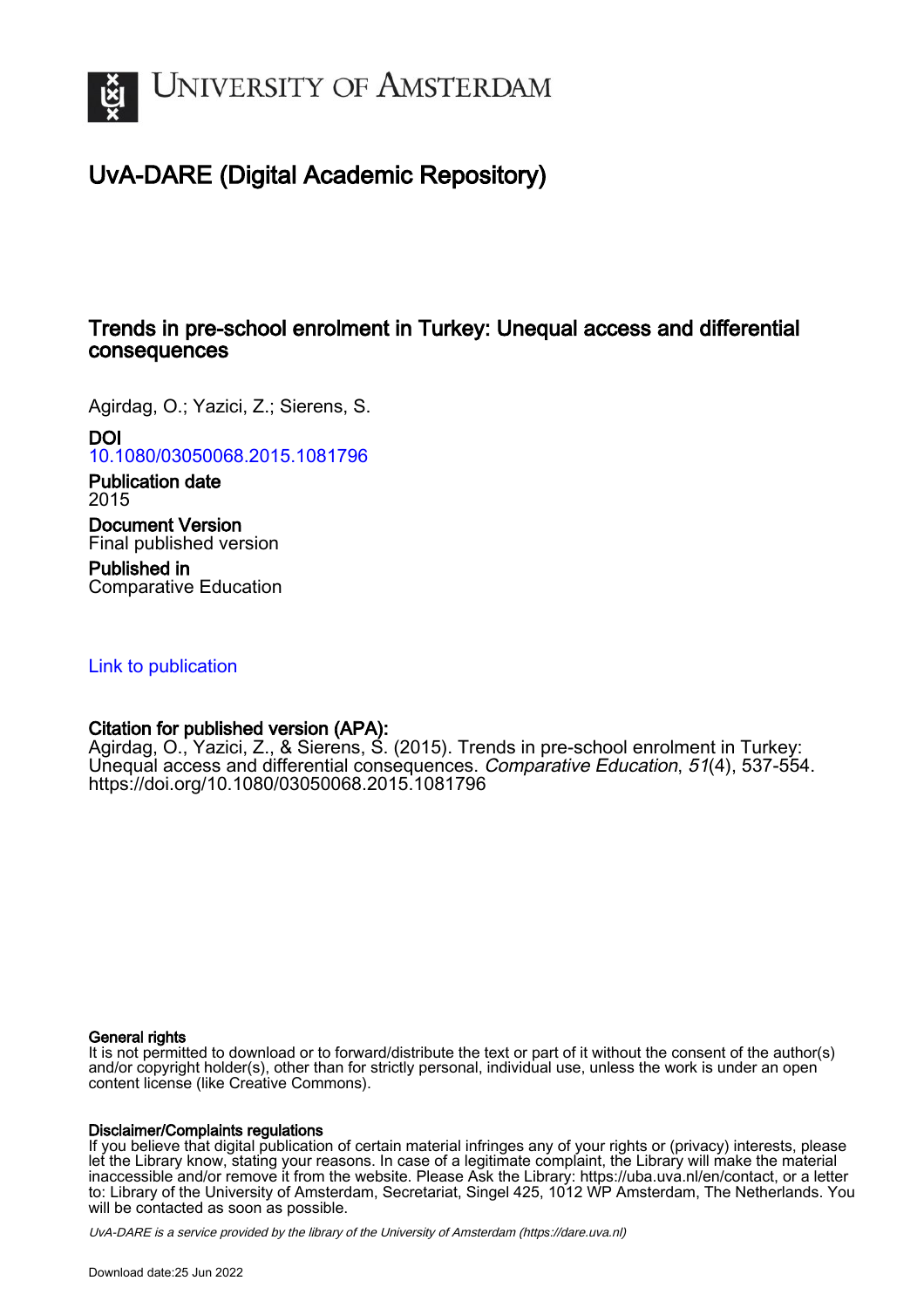# UvA-DARE (Digital Academic Repository)

## Trends in pre-school enrolment in Turkey: Unequal access and differential consequences

Agirdag, O.; Yazici, Z.; Sierens, S.

**DOI**
10.1080/03050068.2015.1081796

**Publication date**
2015

**Document Version**
Final published version

**Published in**
Comparative Education

Link to publication

**Citation for published version (APA):**
Agirdag, O., Yazici, Z., & Sierens, S. (2015). Trends in pre-school enrolment in Turkey: Unequal access and differential consequences. *Comparative Education*, *51*(4), 537-554. https://doi.org/10.1080/03050068.2015.1081796

**General rights**
It is not permitted to download or to forward/distribute the text or part of it without the consent of the author(s) and/or copyright holder(s), other than for strictly personal, individual use, unless the work is under an open content license (like Creative Commons).

**Disclaimer/Complaints regulations**
If you believe that digital publication of certain material infringes any of your rights or (privacy) interests, please let the Library know, stating your reasons. In case of a legitimate complaint, the Library will make the material inaccessible and/or remove it from the website. Please Ask the Library: https://uba.uva.nl/en/contact, or a letter to: Library of the University of Amsterdam, Secretariat, Singel 425, 1012 WP Amsterdam, The Netherlands. You will be contacted as soon as possible.

*UvA-DARE is a service provided by the library of the University of Amsterdam (https://dare.uva.nl)*

Download date:25 Jun 2022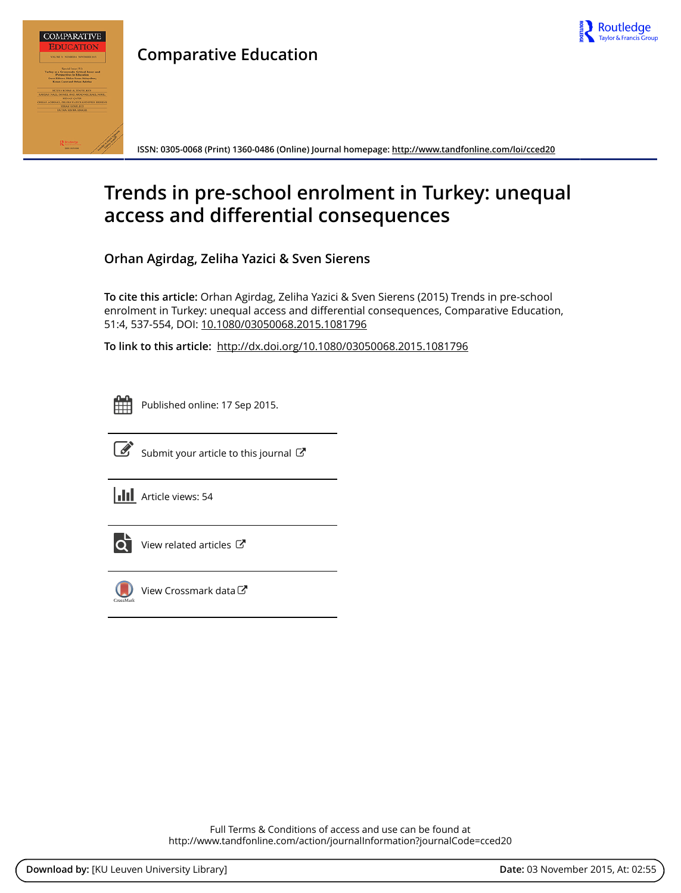Comparative Education

ISSN: 0305-0068 (Print) 1360-0486 (Online) Journal homepage: http://www.tandfonline.com/loi/cced20

# Trends in pre-school enrolment in Turkey: unequal access and differential consequences

**Orhan Agirdag, Zeliha Yazici & Sven Sierens**

**To cite this article:** Orhan Agirdag, Zeliha Yazici & Sven Sierens (2015) Trends in pre-school enrolment in Turkey: unequal access and differential consequences, Comparative Education, 51:4, 537-554, DOI: 10.1080/03050068.2015.1081796

**To link to this article:** http://dx.doi.org/10.1080/03050068.2015.1081796

Published online: 17 Sep 2015.

Submit your article to this journal

Article views: 54

View related articles

View Crossmark data

Full Terms & Conditions of access and use can be found at
http://www.tandfonline.com/action/journalInformation?journalCode=cced20

**Download by:** [KU Leuven University Library] **Date:** 03 November 2015, At: 02:55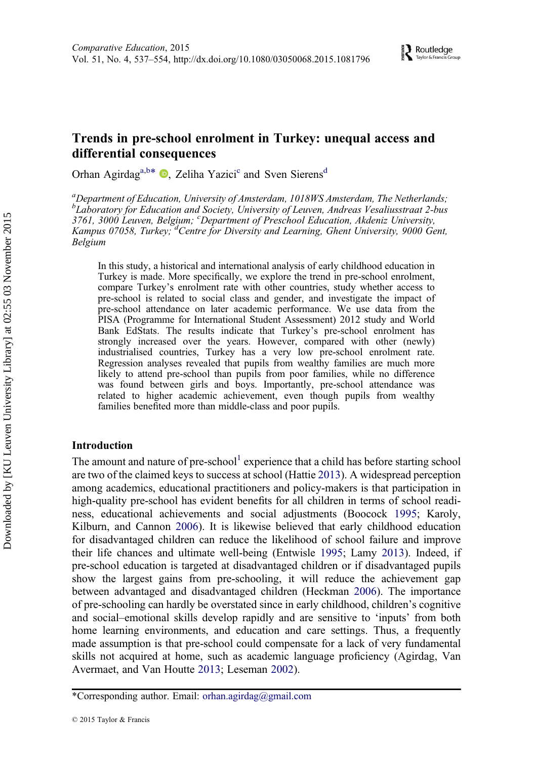# Trends in pre-school enrolment in Turkey: unequal access and differential consequences

Orhan Agirdag[a,b*], Zeliha Yazici[c] and Sven Sierens[d]

[a]Department of Education, University of Amsterdam, 1018WS Amsterdam, The Netherlands; [b]Laboratory for Education and Society, University of Leuven, Andreas Vesaliusstraat 2-bus 3761, 3000 Leuven, Belgium; [c]Department of Preschool Education, Akdeniz University, Kampus 07058, Turkey; [d]Centre for Diversity and Learning, Ghent University, 9000 Gent, Belgium

In this study, a historical and international analysis of early childhood education in Turkey is made. More specifically, we explore the trend in pre-school enrolment, compare Turkey's enrolment rate with other countries, study whether access to pre-school is related to social class and gender, and investigate the impact of pre-school attendance on later academic performance. We use data from the PISA (Programme for International Student Assessment) 2012 study and World Bank EdStats. The results indicate that Turkey's pre-school enrolment has strongly increased over the years. However, compared with other (newly) industrialised countries, Turkey has a very low pre-school enrolment rate. Regression analyses revealed that pupils from wealthy families are much more likely to attend pre-school than pupils from poor families, while no difference was found between girls and boys. Importantly, pre-school attendance was related to higher academic achievement, even though pupils from wealthy families benefited more than middle-class and poor pupils.

## Introduction

The amount and nature of pre-school[1] experience that a child has before starting school are two of the claimed keys to success at school (Hattie 2013). A widespread perception among academics, educational practitioners and policy-makers is that participation in high-quality pre-school has evident benefits for all children in terms of school readiness, educational achievements and social adjustments (Boocock 1995; Karoly, Kilburn, and Cannon 2006). It is likewise believed that early childhood education for disadvantaged children can reduce the likelihood of school failure and improve their life chances and ultimate well-being (Entwisle 1995; Lamy 2013). Indeed, if pre-school education is targeted at disadvantaged children or if disadvantaged pupils show the largest gains from pre-schooling, it will reduce the achievement gap between advantaged and disadvantaged children (Heckman 2006). The importance of pre-schooling can hardly be overstated since in early childhood, children's cognitive and social–emotional skills develop rapidly and are sensitive to 'inputs' from both home learning environments, and education and care settings. Thus, a frequently made assumption is that pre-school could compensate for a lack of very fundamental skills not acquired at home, such as academic language proficiency (Agirdag, Van Avermaet, and Van Houtte 2013; Leseman 2002).

*Corresponding author. Email: orhan.agirdag@gmail.com

© 2015 Taylor & Francis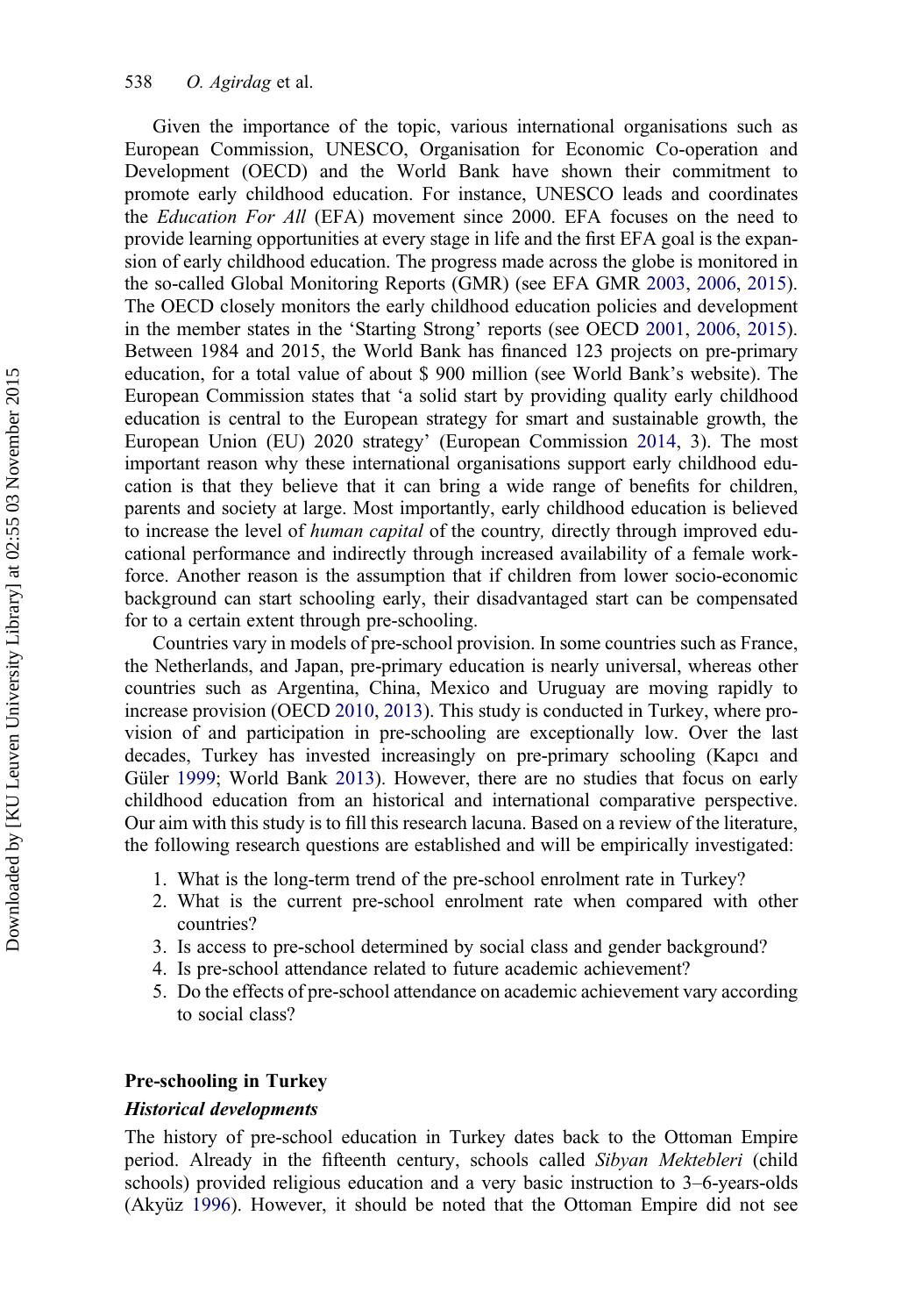Given the importance of the topic, various international organisations such as European Commission, UNESCO, Organisation for Economic Co-operation and Development (OECD) and the World Bank have shown their commitment to promote early childhood education. For instance, UNESCO leads and coordinates the *Education For All* (EFA) movement since 2000. EFA focuses on the need to provide learning opportunities at every stage in life and the first EFA goal is the expansion of early childhood education. The progress made across the globe is monitored in the so-called Global Monitoring Reports (GMR) (see EFA GMR 2003, 2006, 2015). The OECD closely monitors the early childhood education policies and development in the member states in the 'Starting Strong' reports (see OECD 2001, 2006, 2015). Between 1984 and 2015, the World Bank has financed 123 projects on pre-primary education, for a total value of about $ 900 million (see World Bank's website). The European Commission states that 'a solid start by providing quality early childhood education is central to the European strategy for smart and sustainable growth, the European Union (EU) 2020 strategy' (European Commission 2014, 3). The most important reason why these international organisations support early childhood education is that they believe that it can bring a wide range of benefits for children, parents and society at large. Most importantly, early childhood education is believed to increase the level of *human capital* of the country, directly through improved educational performance and indirectly through increased availability of a female workforce. Another reason is the assumption that if children from lower socio-economic background can start schooling early, their disadvantaged start can be compensated for to a certain extent through pre-schooling.

Countries vary in models of pre-school provision. In some countries such as France, the Netherlands, and Japan, pre-primary education is nearly universal, whereas other countries such as Argentina, China, Mexico and Uruguay are moving rapidly to increase provision (OECD 2010, 2013). This study is conducted in Turkey, where provision of and participation in pre-schooling are exceptionally low. Over the last decades, Turkey has invested increasingly on pre-primary schooling (Kapcı and Güler 1999; World Bank 2013). However, there are no studies that focus on early childhood education from an historical and international comparative perspective. Our aim with this study is to fill this research lacuna. Based on a review of the literature, the following research questions are established and will be empirically investigated:

1. What is the long-term trend of the pre-school enrolment rate in Turkey?
2. What is the current pre-school enrolment rate when compared with other countries?
3. Is access to pre-school determined by social class and gender background?
4. Is pre-school attendance related to future academic achievement?
5. Do the effects of pre-school attendance on academic achievement vary according to social class?

## Pre-schooling in Turkey

### *Historical developments*

The history of pre-school education in Turkey dates back to the Ottoman Empire period. Already in the fifteenth century, schools called *Sibyan Mektebleri* (child schools) provided religious education and a very basic instruction to 3–6-years-olds (Akyüz 1996). However, it should be noted that the Ottoman Empire did not see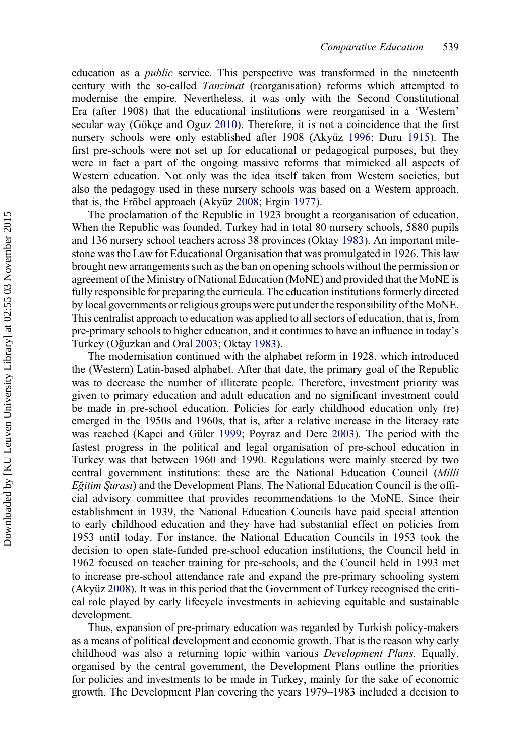education as a *public* service. This perspective was transformed in the nineteenth century with the so-called *Tanzimat* (reorganisation) reforms which attempted to modernise the empire. Nevertheless, it was only with the Second Constitutional Era (after 1908) that the educational institutions were reorganised in a 'Western' secular way (Gökçe and Oguz 2010). Therefore, it is not a coincidence that the first nursery schools were only established after 1908 (Akyüz 1996; Duru 1915). The first pre-schools were not set up for educational or pedagogical purposes, but they were in fact a part of the ongoing massive reforms that mimicked all aspects of Western education. Not only was the idea itself taken from Western societies, but also the pedagogy used in these nursery schools was based on a Western approach, that is, the Fröbel approach (Akyüz 2008; Ergin 1977).

The proclamation of the Republic in 1923 brought a reorganisation of education. When the Republic was founded, Turkey had in total 80 nursery schools, 5880 pupils and 136 nursery school teachers across 38 provinces (Oktay 1983). An important milestone was the Law for Educational Organisation that was promulgated in 1926. This law brought new arrangements such as the ban on opening schools without the permission or agreement of the Ministry of National Education (MoNE) and provided that the MoNE is fully responsible for preparing the curricula. The education institutions formerly directed by local governments or religious groups were put under the responsibility of the MoNE. This centralist approach to education was applied to all sectors of education, that is, from pre-primary schools to higher education, and it continues to have an influence in today's Turkey (Oğuzkan and Oral 2003; Oktay 1983).

The modernisation continued with the alphabet reform in 1928, which introduced the (Western) Latin-based alphabet. After that date, the primary goal of the Republic was to decrease the number of illiterate people. Therefore, investment priority was given to primary education and adult education and no significant investment could be made in pre-school education. Policies for early childhood education only (re) emerged in the 1950s and 1960s, that is, after a relative increase in the literacy rate was reached (Kapci and Güler 1999; Poyraz and Dere 2003). The period with the fastest progress in the political and legal organisation of pre-school education in Turkey was that between 1960 and 1990. Regulations were mainly steered by two central government institutions: these are the National Education Council (*Milli Eğitim Şurası*) and the Development Plans. The National Education Council is the official advisory committee that provides recommendations to the MoNE. Since their establishment in 1939, the National Education Councils have paid special attention to early childhood education and they have had substantial effect on policies from 1953 until today. For instance, the National Education Councils in 1953 took the decision to open state-funded pre-school education institutions, the Council held in 1962 focused on teacher training for pre-schools, and the Council held in 1993 met to increase pre-school attendance rate and expand the pre-primary schooling system (Akyüz 2008). It was in this period that the Government of Turkey recognised the critical role played by early lifecycle investments in achieving equitable and sustainable development.

Thus, expansion of pre-primary education was regarded by Turkish policy-makers as a means of political development and economic growth. That is the reason why early childhood was also a returning topic within various *Development Plans.* Equally, organised by the central government, the Development Plans outline the priorities for policies and investments to be made in Turkey, mainly for the sake of economic growth. The Development Plan covering the years 1979–1983 included a decision to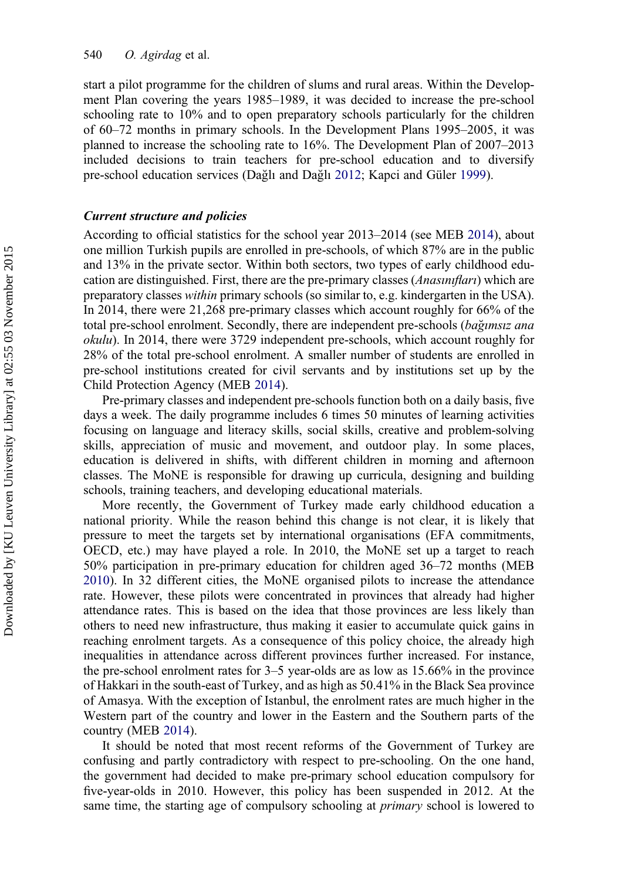start a pilot programme for the children of slums and rural areas. Within the Development Plan covering the years 1985–1989, it was decided to increase the pre-school schooling rate to 10% and to open preparatory schools particularly for the children of 60–72 months in primary schools. In the Development Plans 1995–2005, it was planned to increase the schooling rate to 16%. The Development Plan of 2007–2013 included decisions to train teachers for pre-school education and to diversify pre-school education services (Dağlı and Dağlı 2012; Kapci and Güler 1999).

### *Current structure and policies*

According to official statistics for the school year 2013–2014 (see MEB 2014), about one million Turkish pupils are enrolled in pre-schools, of which 87% are in the public and 13% in the private sector. Within both sectors, two types of early childhood education are distinguished. First, there are the pre-primary classes (*Anasınıfları*) which are preparatory classes *within* primary schools (so similar to, e.g. kindergarten in the USA). In 2014, there were 21,268 pre-primary classes which account roughly for 66% of the total pre-school enrolment. Secondly, there are independent pre-schools (*bağımsız ana okulu*). In 2014, there were 3729 independent pre-schools, which account roughly for 28% of the total pre-school enrolment. A smaller number of students are enrolled in pre-school institutions created for civil servants and by institutions set up by the Child Protection Agency (MEB 2014).

Pre-primary classes and independent pre-schools function both on a daily basis, five days a week. The daily programme includes 6 times 50 minutes of learning activities focusing on language and literacy skills, social skills, creative and problem-solving skills, appreciation of music and movement, and outdoor play. In some places, education is delivered in shifts, with different children in morning and afternoon classes. The MoNE is responsible for drawing up curricula, designing and building schools, training teachers, and developing educational materials.

More recently, the Government of Turkey made early childhood education a national priority. While the reason behind this change is not clear, it is likely that pressure to meet the targets set by international organisations (EFA commitments, OECD, etc.) may have played a role. In 2010, the MoNE set up a target to reach 50% participation in pre-primary education for children aged 36–72 months (MEB 2010). In 32 different cities, the MoNE organised pilots to increase the attendance rate. However, these pilots were concentrated in provinces that already had higher attendance rates. This is based on the idea that those provinces are less likely than others to need new infrastructure, thus making it easier to accumulate quick gains in reaching enrolment targets. As a consequence of this policy choice, the already high inequalities in attendance across different provinces further increased. For instance, the pre-school enrolment rates for 3–5 year-olds are as low as 15.66% in the province of Hakkari in the south-east of Turkey, and as high as 50.41% in the Black Sea province of Amasya. With the exception of Istanbul, the enrolment rates are much higher in the Western part of the country and lower in the Eastern and the Southern parts of the country (MEB 2014).

It should be noted that most recent reforms of the Government of Turkey are confusing and partly contradictory with respect to pre-schooling. On the one hand, the government had decided to make pre-primary school education compulsory for five-year-olds in 2010. However, this policy has been suspended in 2012. At the same time, the starting age of compulsory schooling at *primary* school is lowered to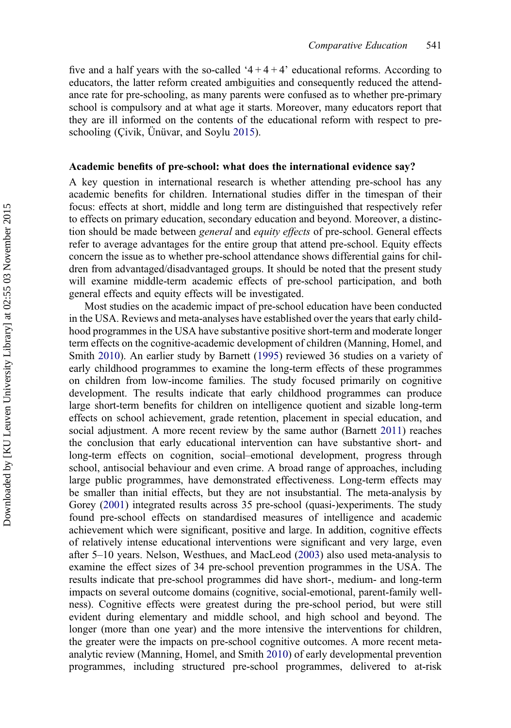five and a half years with the so-called '4 + 4 + 4' educational reforms. According to educators, the latter reform created ambiguities and consequently reduced the attendance rate for pre-schooling, as many parents were confused as to whether pre-primary school is compulsory and at what age it starts. Moreover, many educators report that they are ill informed on the contents of the educational reform with respect to pre-schooling (Çivik, Ünüvar, and Soylu 2015).

## Academic benefits of pre-school: what does the international evidence say?

A key question in international research is whether attending pre-school has any academic benefits for children. International studies differ in the timespan of their focus: effects at short, middle and long term are distinguished that respectively refer to effects on primary education, secondary education and beyond. Moreover, a distinction should be made between *general* and *equity effects* of pre-school. General effects refer to average advantages for the entire group that attend pre-school. Equity effects concern the issue as to whether pre-school attendance shows differential gains for children from advantaged/disadvantaged groups. It should be noted that the present study will examine middle-term academic effects of pre-school participation, and both general effects and equity effects will be investigated.

Most studies on the academic impact of pre-school education have been conducted in the USA. Reviews and meta-analyses have established over the years that early childhood programmes in the USA have substantive positive short-term and moderate longer term effects on the cognitive-academic development of children (Manning, Homel, and Smith 2010). An earlier study by Barnett (1995) reviewed 36 studies on a variety of early childhood programmes to examine the long-term effects of these programmes on children from low-income families. The study focused primarily on cognitive development. The results indicate that early childhood programmes can produce large short-term benefits for children on intelligence quotient and sizable long-term effects on school achievement, grade retention, placement in special education, and social adjustment. A more recent review by the same author (Barnett 2011) reaches the conclusion that early educational intervention can have substantive short- and long-term effects on cognition, social–emotional development, progress through school, antisocial behaviour and even crime. A broad range of approaches, including large public programmes, have demonstrated effectiveness. Long-term effects may be smaller than initial effects, but they are not insubstantial. The meta-analysis by Gorey (2001) integrated results across 35 pre-school (quasi-)experiments. The study found pre-school effects on standardised measures of intelligence and academic achievement which were significant, positive and large. In addition, cognitive effects of relatively intense educational interventions were significant and very large, even after 5–10 years. Nelson, Westhues, and MacLeod (2003) also used meta-analysis to examine the effect sizes of 34 pre-school prevention programmes in the USA. The results indicate that pre-school programmes did have short-, medium- and long-term impacts on several outcome domains (cognitive, social-emotional, parent-family wellness). Cognitive effects were greatest during the pre-school period, but were still evident during elementary and middle school, and high school and beyond. The longer (more than one year) and the more intensive the interventions for children, the greater were the impacts on pre-school cognitive outcomes. A more recent meta-analytic review (Manning, Homel, and Smith 2010) of early developmental prevention programmes, including structured pre-school programmes, delivered to at-risk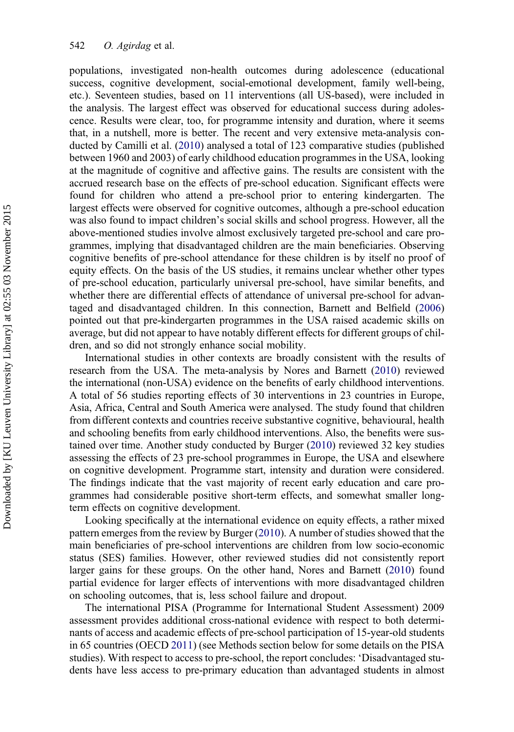populations, investigated non-health outcomes during adolescence (educational success, cognitive development, social-emotional development, family well-being, etc.). Seventeen studies, based on 11 interventions (all US-based), were included in the analysis. The largest effect was observed for educational success during adolescence. Results were clear, too, for programme intensity and duration, where it seems that, in a nutshell, more is better. The recent and very extensive meta-analysis conducted by Camilli et al. (2010) analysed a total of 123 comparative studies (published between 1960 and 2003) of early childhood education programmes in the USA, looking at the magnitude of cognitive and affective gains. The results are consistent with the accrued research base on the effects of pre-school education. Significant effects were found for children who attend a pre-school prior to entering kindergarten. The largest effects were observed for cognitive outcomes, although a pre-school education was also found to impact children's social skills and school progress. However, all the above-mentioned studies involve almost exclusively targeted pre-school and care programmes, implying that disadvantaged children are the main beneficiaries. Observing cognitive benefits of pre-school attendance for these children is by itself no proof of equity effects. On the basis of the US studies, it remains unclear whether other types of pre-school education, particularly universal pre-school, have similar benefits, and whether there are differential effects of attendance of universal pre-school for advantaged and disadvantaged children. In this connection, Barnett and Belfield (2006) pointed out that pre-kindergarten programmes in the USA raised academic skills on average, but did not appear to have notably different effects for different groups of children, and so did not strongly enhance social mobility.

International studies in other contexts are broadly consistent with the results of research from the USA. The meta-analysis by Nores and Barnett (2010) reviewed the international (non-USA) evidence on the benefits of early childhood interventions. A total of 56 studies reporting effects of 30 interventions in 23 countries in Europe, Asia, Africa, Central and South America were analysed. The study found that children from different contexts and countries receive substantive cognitive, behavioural, health and schooling benefits from early childhood interventions. Also, the benefits were sustained over time. Another study conducted by Burger (2010) reviewed 32 key studies assessing the effects of 23 pre-school programmes in Europe, the USA and elsewhere on cognitive development. Programme start, intensity and duration were considered. The findings indicate that the vast majority of recent early education and care programmes had considerable positive short-term effects, and somewhat smaller long-term effects on cognitive development.

Looking specifically at the international evidence on equity effects, a rather mixed pattern emerges from the review by Burger (2010). A number of studies showed that the main beneficiaries of pre-school interventions are children from low socio-economic status (SES) families. However, other reviewed studies did not consistently report larger gains for these groups. On the other hand, Nores and Barnett (2010) found partial evidence for larger effects of interventions with more disadvantaged children on schooling outcomes, that is, less school failure and dropout.

The international PISA (Programme for International Student Assessment) 2009 assessment provides additional cross-national evidence with respect to both determinants of access and academic effects of pre-school participation of 15-year-old students in 65 countries (OECD 2011) (see Methods section below for some details on the PISA studies). With respect to access to pre-school, the report concludes: 'Disadvantaged students have less access to pre-primary education than advantaged students in almost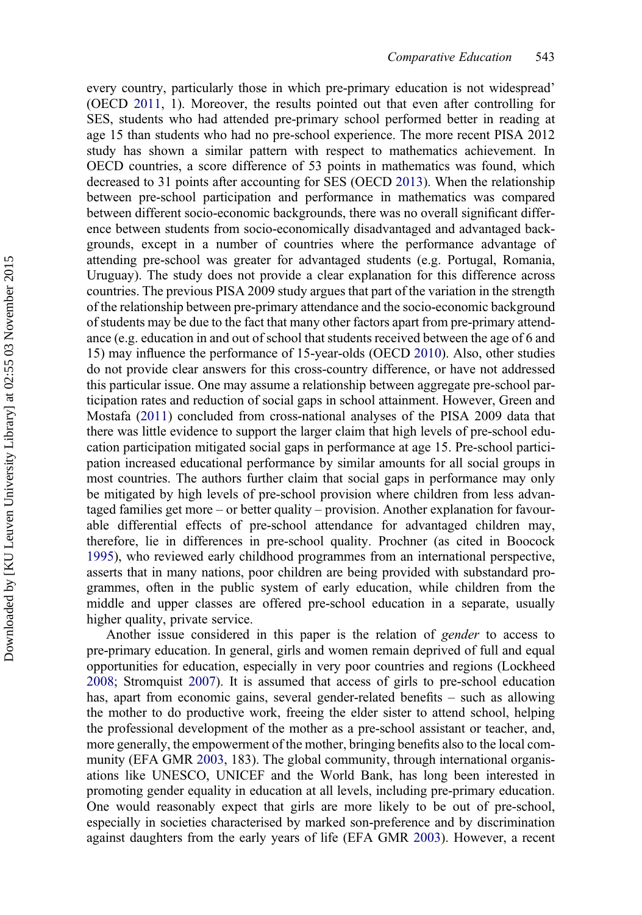every country, particularly those in which pre-primary education is not widespread' (OECD 2011, 1). Moreover, the results pointed out that even after controlling for SES, students who had attended pre-primary school performed better in reading at age 15 than students who had no pre-school experience. The more recent PISA 2012 study has shown a similar pattern with respect to mathematics achievement. In OECD countries, a score difference of 53 points in mathematics was found, which decreased to 31 points after accounting for SES (OECD 2013). When the relationship between pre-school participation and performance in mathematics was compared between different socio-economic backgrounds, there was no overall significant difference between students from socio-economically disadvantaged and advantaged backgrounds, except in a number of countries where the performance advantage of attending pre-school was greater for advantaged students (e.g. Portugal, Romania, Uruguay). The study does not provide a clear explanation for this difference across countries. The previous PISA 2009 study argues that part of the variation in the strength of the relationship between pre-primary attendance and the socio-economic background of students may be due to the fact that many other factors apart from pre-primary attendance (e.g. education in and out of school that students received between the age of 6 and 15) may influence the performance of 15-year-olds (OECD 2010). Also, other studies do not provide clear answers for this cross-country difference, or have not addressed this particular issue. One may assume a relationship between aggregate pre-school participation rates and reduction of social gaps in school attainment. However, Green and Mostafa (2011) concluded from cross-national analyses of the PISA 2009 data that there was little evidence to support the larger claim that high levels of pre-school education participation mitigated social gaps in performance at age 15. Pre-school participation increased educational performance by similar amounts for all social groups in most countries. The authors further claim that social gaps in performance may only be mitigated by high levels of pre-school provision where children from less advantaged families get more – or better quality – provision. Another explanation for favourable differential effects of pre-school attendance for advantaged children may, therefore, lie in differences in pre-school quality. Prochner (as cited in Boocock 1995), who reviewed early childhood programmes from an international perspective, asserts that in many nations, poor children are being provided with substandard programmes, often in the public system of early education, while children from the middle and upper classes are offered pre-school education in a separate, usually higher quality, private service.

Another issue considered in this paper is the relation of *gender* to access to pre-primary education. In general, girls and women remain deprived of full and equal opportunities for education, especially in very poor countries and regions (Lockheed 2008; Stromquist 2007). It is assumed that access of girls to pre-school education has, apart from economic gains, several gender-related benefits – such as allowing the mother to do productive work, freeing the elder sister to attend school, helping the professional development of the mother as a pre-school assistant or teacher, and, more generally, the empowerment of the mother, bringing benefits also to the local community (EFA GMR 2003, 183). The global community, through international organisations like UNESCO, UNICEF and the World Bank, has long been interested in promoting gender equality in education at all levels, including pre-primary education. One would reasonably expect that girls are more likely to be out of pre-school, especially in societies characterised by marked son-preference and by discrimination against daughters from the early years of life (EFA GMR 2003). However, a recent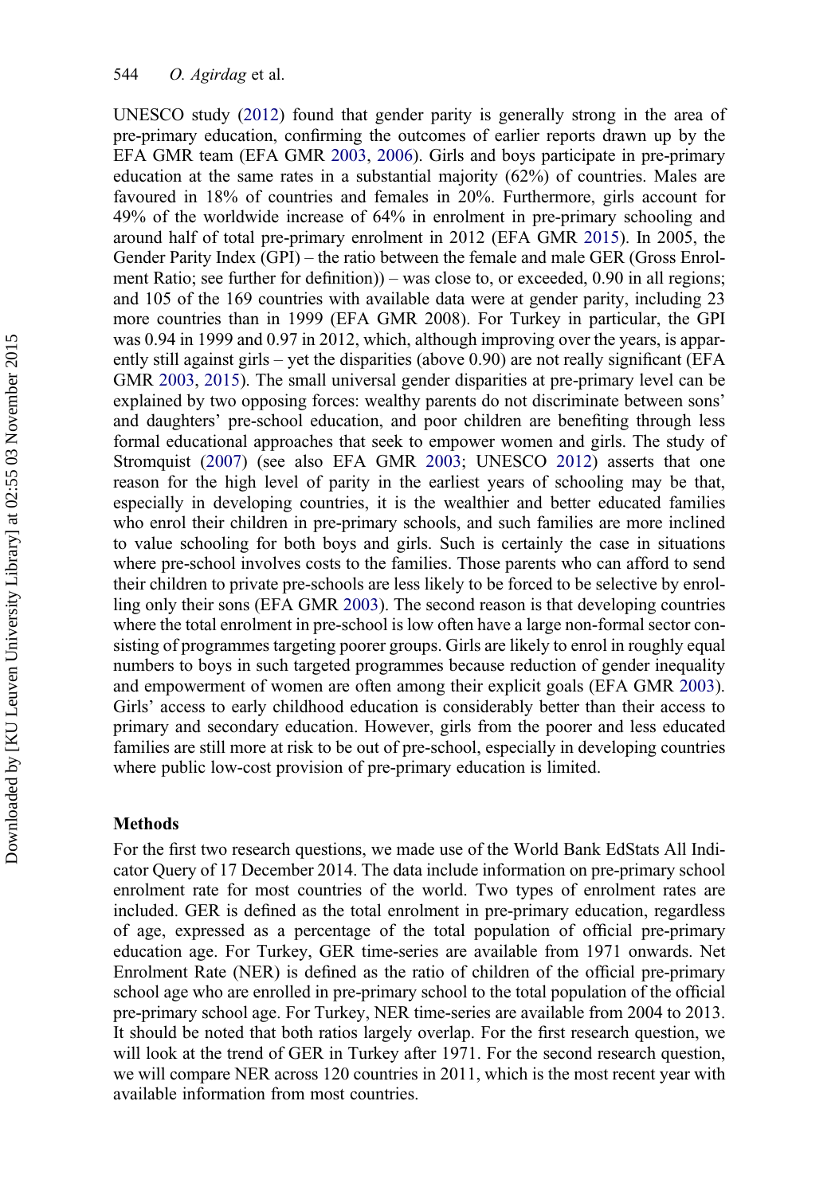UNESCO study (2012) found that gender parity is generally strong in the area of pre-primary education, confirming the outcomes of earlier reports drawn up by the EFA GMR team (EFA GMR 2003, 2006). Girls and boys participate in pre-primary education at the same rates in a substantial majority (62%) of countries. Males are favoured in 18% of countries and females in 20%. Furthermore, girls account for 49% of the worldwide increase of 64% in enrolment in pre-primary schooling and around half of total pre-primary enrolment in 2012 (EFA GMR 2015). In 2005, the Gender Parity Index (GPI) – the ratio between the female and male GER (Gross Enrolment Ratio; see further for definition)) – was close to, or exceeded, 0.90 in all regions; and 105 of the 169 countries with available data were at gender parity, including 23 more countries than in 1999 (EFA GMR 2008). For Turkey in particular, the GPI was 0.94 in 1999 and 0.97 in 2012, which, although improving over the years, is apparently still against girls – yet the disparities (above 0.90) are not really significant (EFA GMR 2003, 2015). The small universal gender disparities at pre-primary level can be explained by two opposing forces: wealthy parents do not discriminate between sons' and daughters' pre-school education, and poor children are benefiting through less formal educational approaches that seek to empower women and girls. The study of Stromquist (2007) (see also EFA GMR 2003; UNESCO 2012) asserts that one reason for the high level of parity in the earliest years of schooling may be that, especially in developing countries, it is the wealthier and better educated families who enrol their children in pre-primary schools, and such families are more inclined to value schooling for both boys and girls. Such is certainly the case in situations where pre-school involves costs to the families. Those parents who can afford to send their children to private pre-schools are less likely to be forced to be selective by enrolling only their sons (EFA GMR 2003). The second reason is that developing countries where the total enrolment in pre-school is low often have a large non-formal sector consisting of programmes targeting poorer groups. Girls are likely to enrol in roughly equal numbers to boys in such targeted programmes because reduction of gender inequality and empowerment of women are often among their explicit goals (EFA GMR 2003). Girls' access to early childhood education is considerably better than their access to primary and secondary education. However, girls from the poorer and less educated families are still more at risk to be out of pre-school, especially in developing countries where public low-cost provision of pre-primary education is limited.

## Methods

For the first two research questions, we made use of the World Bank EdStats All Indicator Query of 17 December 2014. The data include information on pre-primary school enrolment rate for most countries of the world. Two types of enrolment rates are included. GER is defined as the total enrolment in pre-primary education, regardless of age, expressed as a percentage of the total population of official pre-primary education age. For Turkey, GER time-series are available from 1971 onwards. Net Enrolment Rate (NER) is defined as the ratio of children of the official pre-primary school age who are enrolled in pre-primary school to the total population of the official pre-primary school age. For Turkey, NER time-series are available from 2004 to 2013. It should be noted that both ratios largely overlap. For the first research question, we will look at the trend of GER in Turkey after 1971. For the second research question, we will compare NER across 120 countries in 2011, which is the most recent year with available information from most countries.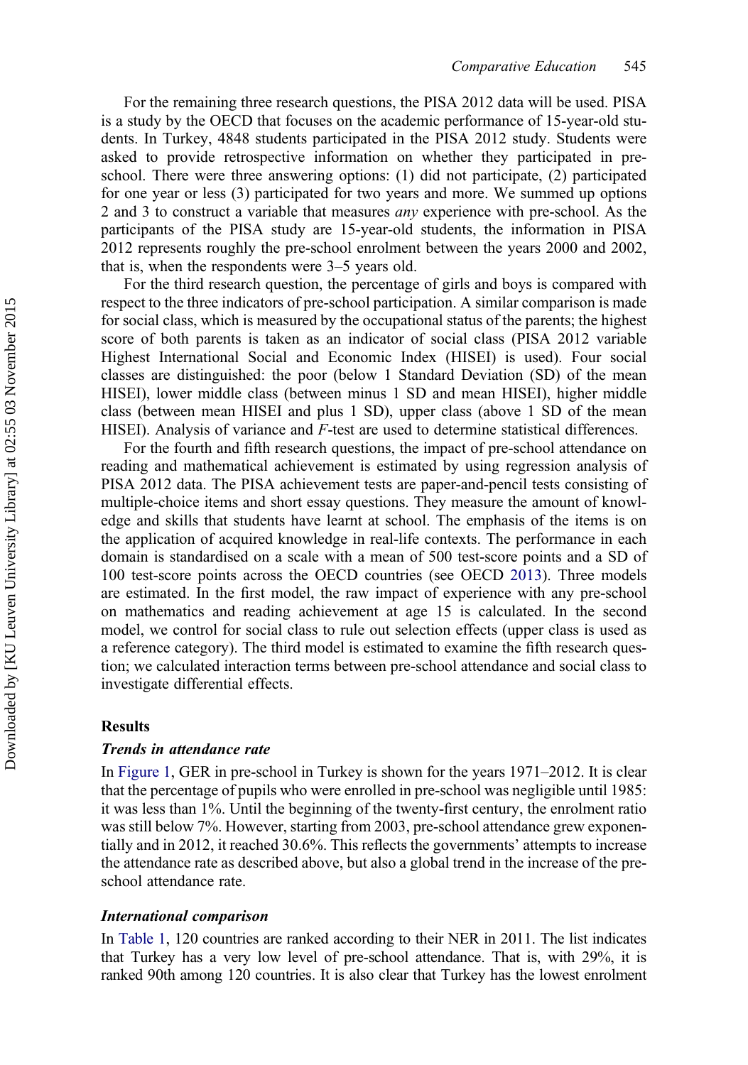For the remaining three research questions, the PISA 2012 data will be used. PISA is a study by the OECD that focuses on the academic performance of 15-year-old students. In Turkey, 4848 students participated in the PISA 2012 study. Students were asked to provide retrospective information on whether they participated in pre-school. There were three answering options: (1) did not participate, (2) participated for one year or less (3) participated for two years and more. We summed up options 2 and 3 to construct a variable that measures *any* experience with pre-school. As the participants of the PISA study are 15-year-old students, the information in PISA 2012 represents roughly the pre-school enrolment between the years 2000 and 2002, that is, when the respondents were 3–5 years old.

For the third research question, the percentage of girls and boys is compared with respect to the three indicators of pre-school participation. A similar comparison is made for social class, which is measured by the occupational status of the parents; the highest score of both parents is taken as an indicator of social class (PISA 2012 variable Highest International Social and Economic Index (HISEI) is used). Four social classes are distinguished: the poor (below 1 Standard Deviation (SD) of the mean HISEI), lower middle class (between minus 1 SD and mean HISEI), higher middle class (between mean HISEI and plus 1 SD), upper class (above 1 SD of the mean HISEI). Analysis of variance and $F$-test are used to determine statistical differences.

For the fourth and fifth research questions, the impact of pre-school attendance on reading and mathematical achievement is estimated by using regression analysis of PISA 2012 data. The PISA achievement tests are paper-and-pencil tests consisting of multiple-choice items and short essay questions. They measure the amount of knowledge and skills that students have learnt at school. The emphasis of the items is on the application of acquired knowledge in real-life contexts. The performance in each domain is standardised on a scale with a mean of 500 test-score points and a SD of 100 test-score points across the OECD countries (see OECD 2013). Three models are estimated. In the first model, the raw impact of experience with any pre-school on mathematics and reading achievement at age 15 is calculated. In the second model, we control for social class to rule out selection effects (upper class is used as a reference category). The third model is estimated to examine the fifth research question; we calculated interaction terms between pre-school attendance and social class to investigate differential effects.

## Results

### *Trends in attendance rate*

In Figure 1, GER in pre-school in Turkey is shown for the years 1971–2012. It is clear that the percentage of pupils who were enrolled in pre-school was negligible until 1985: it was less than 1%. Until the beginning of the twenty-first century, the enrolment ratio was still below 7%. However, starting from 2003, pre-school attendance grew exponentially and in 2012, it reached 30.6%. This reflects the governments' attempts to increase the attendance rate as described above, but also a global trend in the increase of the pre-school attendance rate.

### *International comparison*

In Table 1, 120 countries are ranked according to their NER in 2011. The list indicates that Turkey has a very low level of pre-school attendance. That is, with 29%, it is ranked 90th among 120 countries. It is also clear that Turkey has the lowest enrolment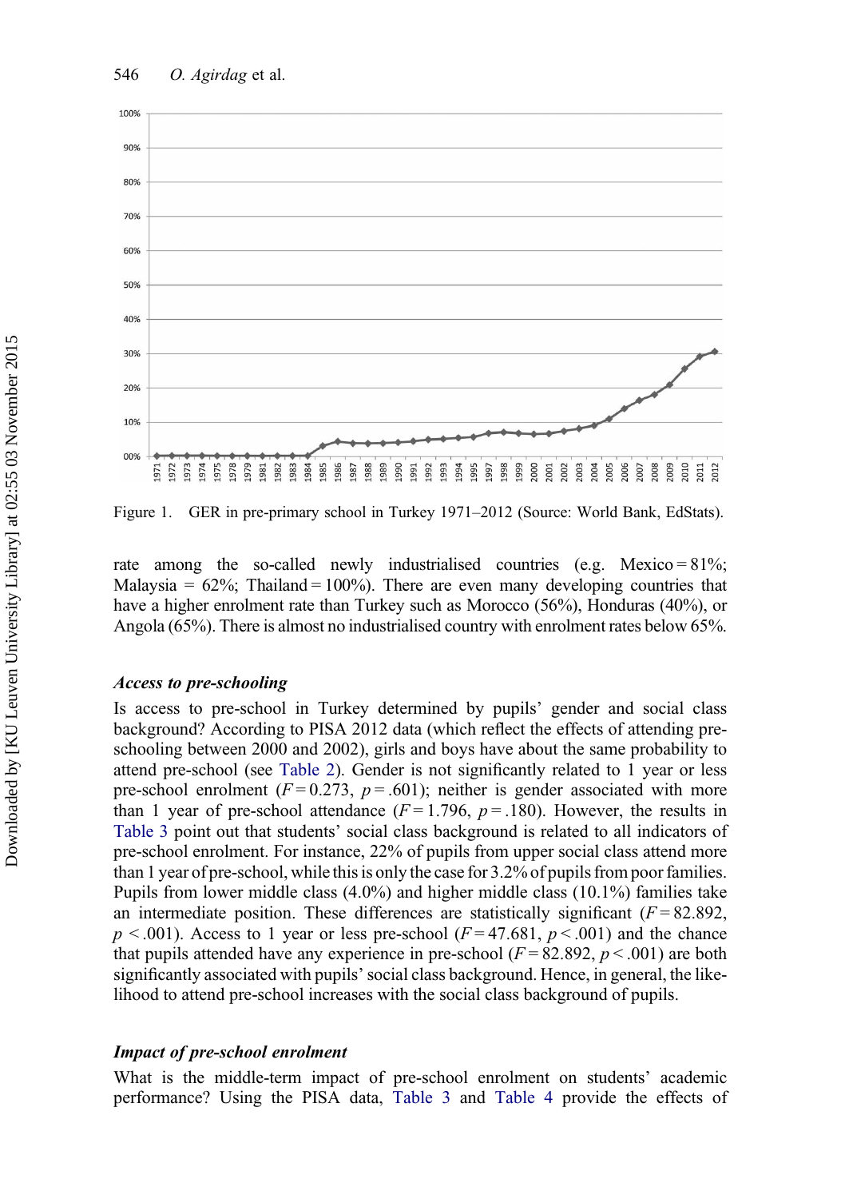Figure 1. GER in pre-primary school in Turkey 1971–2012 (Source: World Bank, EdStats).

rate among the so-called newly industrialised countries (e.g. Mexico = 81%; Malaysia = 62%; Thailand = 100%). There are even many developing countries that have a higher enrolment rate than Turkey such as Morocco (56%), Honduras (40%), or Angola (65%). There is almost no industrialised country with enrolment rates below 65%.

### *Access to pre-schooling*

Is access to pre-school in Turkey determined by pupils' gender and social class background? According to PISA 2012 data (which reflect the effects of attending pre-schooling between 2000 and 2002), girls and boys have about the same probability to attend pre-school (see Table 2). Gender is not significantly related to 1 year or less pre-school enrolment ($F = 0.273$, $p = .601$); neither is gender associated with more than 1 year of pre-school attendance ($F = 1.796$, $p = .180$). However, the results in Table 3 point out that students' social class background is related to all indicators of pre-school enrolment. For instance, 22% of pupils from upper social class attend more than 1 year of pre-school, while this is only the case for 3.2% of pupils from poor families. Pupils from lower middle class (4.0%) and higher middle class (10.1%) families take an intermediate position. These differences are statistically significant ($F = 82.892$, $p < .001$). Access to 1 year or less pre-school ($F = 47.681$, $p < .001$) and the chance that pupils attended have any experience in pre-school ($F = 82.892$, $p < .001$) are both significantly associated with pupils' social class background. Hence, in general, the likelihood to attend pre-school increases with the social class background of pupils.

### *Impact of pre-school enrolment*

What is the middle-term impact of pre-school enrolment on students' academic performance? Using the PISA data, Table 3 and Table 4 provide the effects of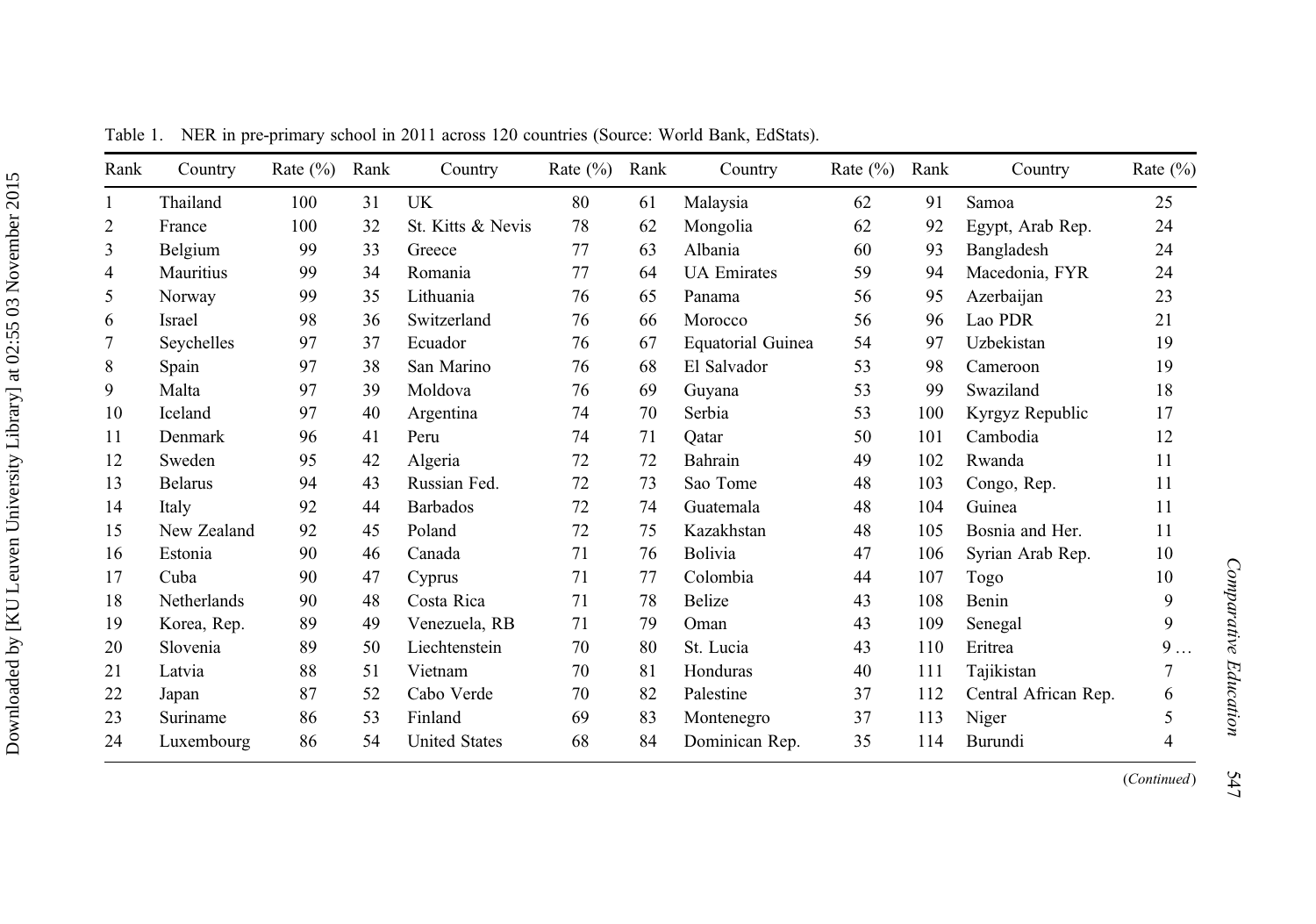Table 1. NER in pre-primary school in 2011 across 120 countries (Source: World Bank, EdStats).

| Rank | Country | Rate (%) | Rank | Country | Rate (%) | Rank | Country | Rate (%) | Rank | Country | Rate (%) |
|---|---|---|---|---|---|---|---|---|---|---|---|
| 1 | Thailand | 100 | 31 | UK | 80 | 61 | Malaysia | 62 | 91 | Samoa | 25 |
| 2 | France | 100 | 32 | St. Kitts & Nevis | 78 | 62 | Mongolia | 62 | 92 | Egypt, Arab Rep. | 24 |
| 3 | Belgium | 99 | 33 | Greece | 77 | 63 | Albania | 60 | 93 | Bangladesh | 24 |
| 4 | Mauritius | 99 | 34 | Romania | 77 | 64 | UA Emirates | 59 | 94 | Macedonia, FYR | 24 |
| 5 | Norway | 99 | 35 | Lithuania | 76 | 65 | Panama | 56 | 95 | Azerbaijan | 23 |
| 6 | Israel | 98 | 36 | Switzerland | 76 | 66 | Morocco | 56 | 96 | Lao PDR | 21 |
| 7 | Seychelles | 97 | 37 | Ecuador | 76 | 67 | Equatorial Guinea | 54 | 97 | Uzbekistan | 19 |
| 8 | Spain | 97 | 38 | San Marino | 76 | 68 | El Salvador | 53 | 98 | Cameroon | 19 |
| 9 | Malta | 97 | 39 | Moldova | 76 | 69 | Guyana | 53 | 99 | Swaziland | 18 |
| 10 | Iceland | 97 | 40 | Argentina | 74 | 70 | Serbia | 53 | 100 | Kyrgyz Republic | 17 |
| 11 | Denmark | 96 | 41 | Peru | 74 | 71 | Qatar | 50 | 101 | Cambodia | 12 |
| 12 | Sweden | 95 | 42 | Algeria | 72 | 72 | Bahrain | 49 | 102 | Rwanda | 11 |
| 13 | Belarus | 94 | 43 | Russian Fed. | 72 | 73 | Sao Tome | 48 | 103 | Congo, Rep. | 11 |
| 14 | Italy | 92 | 44 | Barbados | 72 | 74 | Guatemala | 48 | 104 | Guinea | 11 |
| 15 | New Zealand | 92 | 45 | Poland | 72 | 75 | Kazakhstan | 48 | 105 | Bosnia and Her. | 11 |
| 16 | Estonia | 90 | 46 | Canada | 71 | 76 | Bolivia | 47 | 106 | Syrian Arab Rep. | 10 |
| 17 | Cuba | 90 | 47 | Cyprus | 71 | 77 | Colombia | 44 | 107 | Togo | 10 |
| 18 | Netherlands | 90 | 48 | Costa Rica | 71 | 78 | Belize | 43 | 108 | Benin | 9 |
| 19 | Korea, Rep. | 89 | 49 | Venezuela, RB | 71 | 79 | Oman | 43 | 109 | Senegal | 9 |
| 20 | Slovenia | 89 | 50 | Liechtenstein | 70 | 80 | St. Lucia | 43 | 110 | Eritrea | 9… |
| 21 | Latvia | 88 | 51 | Vietnam | 70 | 81 | Honduras | 40 | 111 | Tajikistan | 7 |
| 22 | Japan | 87 | 52 | Cabo Verde | 70 | 82 | Palestine | 37 | 112 | Central African Rep. | 6 |
| 23 | Suriname | 86 | 53 | Finland | 69 | 83 | Montenegro | 37 | 113 | Niger | 5 |
| 24 | Luxembourg | 86 | 54 | United States | 68 | 84 | Dominican Rep. | 35 | 114 | Burundi | 4 |

(*Continued*)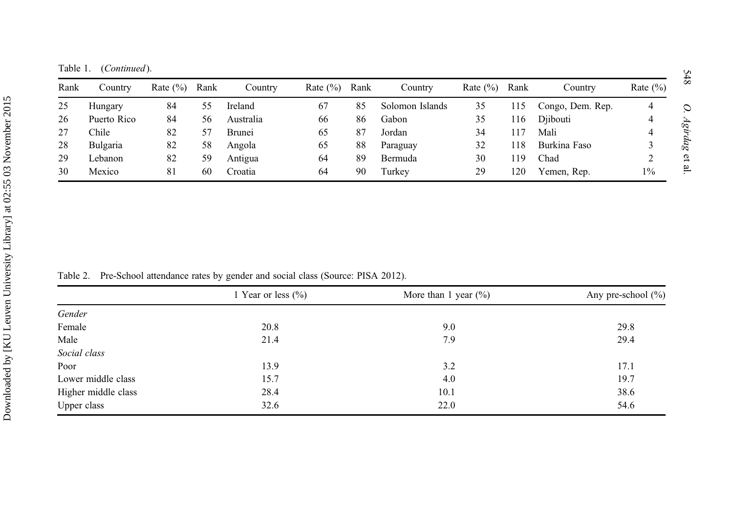Table 1. (*Continued*).

| Rank | Country | Rate (%) | Rank | Country | Rate (%) | Rank | Country | Rate (%) | Rank | Country | Rate (%) |
|---|---|---|---|---|---|---|---|---|---|---|---|
| 25 | Hungary | 84 | 55 | Ireland | 67 | 85 | Solomon Islands | 35 | 115 | Congo, Dem. Rep. | 4 |
| 26 | Puerto Rico | 84 | 56 | Australia | 66 | 86 | Gabon | 35 | 116 | Djibouti | 4 |
| 27 | Chile | 82 | 57 | Brunei | 65 | 87 | Jordan | 34 | 117 | Mali | 4 |
| 28 | Bulgaria | 82 | 58 | Angola | 65 | 88 | Paraguay | 32 | 118 | Burkina Faso | 3 |
| 29 | Lebanon | 82 | 59 | Antigua | 64 | 89 | Bermuda | 30 | 119 | Chad | 2 |
| 30 | Mexico | 81 | 60 | Croatia | 64 | 90 | Turkey | 29 | 120 | Yemen, Rep. | 1% |

Table 2. Pre-School attendance rates by gender and social class (Source: PISA 2012).

| | 1 Year or less (%) | More than 1 year (%) | Any pre-school (%) |
|---|---|---|---|
| *Gender* | | | |
| Female | 20.8 | 9.0 | 29.8 |
| Male | 21.4 | 7.9 | 29.4 |
| *Social class* | | | |
| Poor | 13.9 | 3.2 | 17.1 |
| Lower middle class | 15.7 | 4.0 | 19.7 |
| Higher middle class | 28.4 | 10.1 | 38.6 |
| Upper class | 32.6 | 22.0 | 54.6 |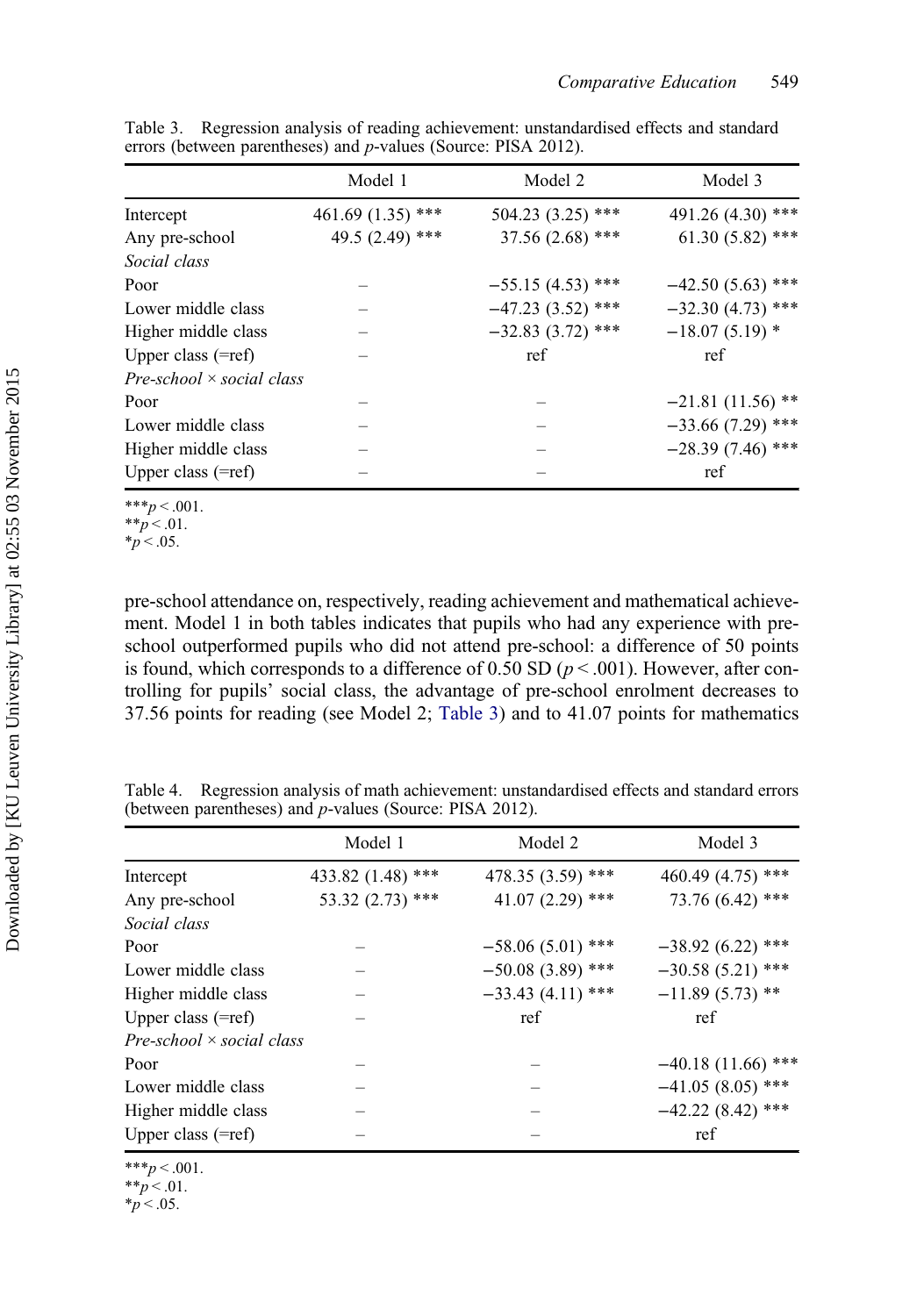Table 3. Regression analysis of reading achievement: unstandardised effects and standard errors (between parentheses) and *p*-values (Source: PISA 2012).

| | Model 1 | Model 2 | Model 3 |
|---|---|---|---|
| Intercept | 461.69 (1.35) *** | 504.23 (3.25) *** | 491.26 (4.30) *** |
| Any pre-school | 49.5 (2.49) *** | 37.56 (2.68) *** | 61.30 (5.82) *** |
| *Social class* | | | |
| Poor | – | −55.15 (4.53) *** | −42.50 (5.63) *** |
| Lower middle class | – | −47.23 (3.52) *** | −32.30 (4.73) *** |
| Higher middle class | – | −32.83 (3.72) *** | −18.07 (5.19) * |
| Upper class (=ref) | – | ref | ref |
| *Pre-school × social class* | | | |
| Poor | – | – | −21.81 (11.56) ** |
| Lower middle class | – | – | −33.66 (7.29) *** |
| Higher middle class | – | – | −28.39 (7.46) *** |
| Upper class (=ref) | – | – | ref |

***$p < .001$.
**$p < .01$.
*$p < .05$.

pre-school attendance on, respectively, reading achievement and mathematical achievement. Model 1 in both tables indicates that pupils who had any experience with pre-school outperformed pupils who did not attend pre-school: a difference of 50 points is found, which corresponds to a difference of 0.50 SD ($p < .001$). However, after controlling for pupils' social class, the advantage of pre-school enrolment decreases to 37.56 points for reading (see Model 2; Table 3) and to 41.07 points for mathematics

Table 4. Regression analysis of math achievement: unstandardised effects and standard errors (between parentheses) and *p*-values (Source: PISA 2012).

| | Model 1 | Model 2 | Model 3 |
|---|---|---|---|
| Intercept | 433.82 (1.48) *** | 478.35 (3.59) *** | 460.49 (4.75) *** |
| Any pre-school | 53.32 (2.73) *** | 41.07 (2.29) *** | 73.76 (6.42) *** |
| *Social class* | | | |
| Poor | – | −58.06 (5.01) *** | −38.92 (6.22) *** |
| Lower middle class | – | −50.08 (3.89) *** | −30.58 (5.21) *** |
| Higher middle class | – | −33.43 (4.11) *** | −11.89 (5.73) ** |
| Upper class (=ref) | – | ref | ref |
| *Pre-school × social class* | | | |
| Poor | – | – | −40.18 (11.66) *** |
| Lower middle class | – | – | −41.05 (8.05) *** |
| Higher middle class | – | – | −42.22 (8.42) *** |
| Upper class (=ref) | – | – | ref |

***$p < .001$.
**$p < .01$.
*$p < .05$.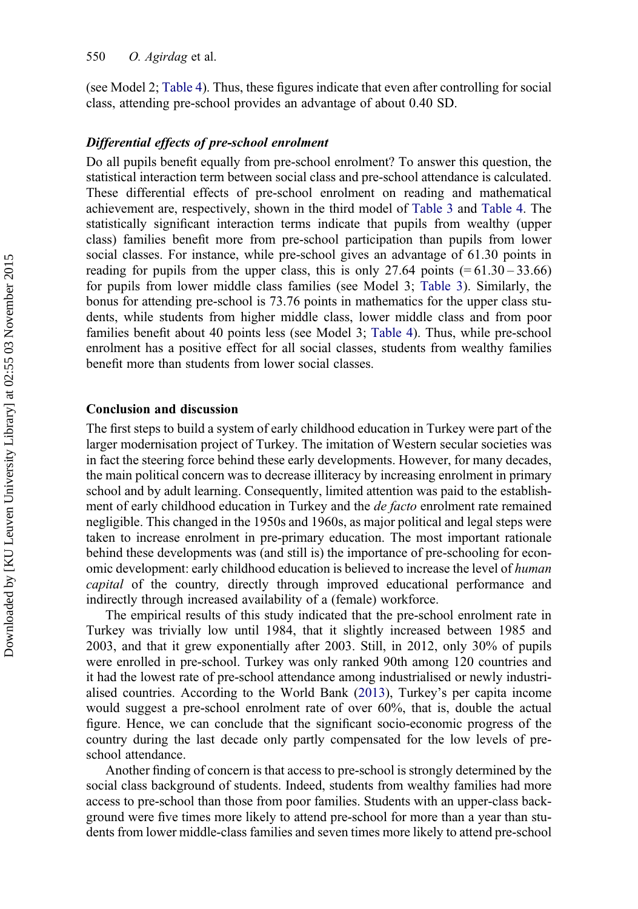(see Model 2; Table 4). Thus, these figures indicate that even after controlling for social class, attending pre-school provides an advantage of about 0.40 SD.

### *Differential effects of pre-school enrolment*

Do all pupils benefit equally from pre-school enrolment? To answer this question, the statistical interaction term between social class and pre-school attendance is calculated. These differential effects of pre-school enrolment on reading and mathematical achievement are, respectively, shown in the third model of Table 3 and Table 4. The statistically significant interaction terms indicate that pupils from wealthy (upper class) families benefit more from pre-school participation than pupils from lower social classes. For instance, while pre-school gives an advantage of 61.30 points in reading for pupils from the upper class, this is only 27.64 points (= 61.30 – 33.66) for pupils from lower middle class families (see Model 3; Table 3). Similarly, the bonus for attending pre-school is 73.76 points in mathematics for the upper class students, while students from higher middle class, lower middle class and from poor families benefit about 40 points less (see Model 3; Table 4). Thus, while pre-school enrolment has a positive effect for all social classes, students from wealthy families benefit more than students from lower social classes.

## Conclusion and discussion

The first steps to build a system of early childhood education in Turkey were part of the larger modernisation project of Turkey. The imitation of Western secular societies was in fact the steering force behind these early developments. However, for many decades, the main political concern was to decrease illiteracy by increasing enrolment in primary school and by adult learning. Consequently, limited attention was paid to the establishment of early childhood education in Turkey and the *de facto* enrolment rate remained negligible. This changed in the 1950s and 1960s, as major political and legal steps were taken to increase enrolment in pre-primary education. The most important rationale behind these developments was (and still is) the importance of pre-schooling for economic development: early childhood education is believed to increase the level of *human capital* of the country, directly through improved educational performance and indirectly through increased availability of a (female) workforce.

The empirical results of this study indicated that the pre-school enrolment rate in Turkey was trivially low until 1984, that it slightly increased between 1985 and 2003, and that it grew exponentially after 2003. Still, in 2012, only 30% of pupils were enrolled in pre-school. Turkey was only ranked 90th among 120 countries and it had the lowest rate of pre-school attendance among industrialised or newly industrialised countries. According to the World Bank (2013), Turkey's per capita income would suggest a pre-school enrolment rate of over 60%, that is, double the actual figure. Hence, we can conclude that the significant socio-economic progress of the country during the last decade only partly compensated for the low levels of pre-school attendance.

Another finding of concern is that access to pre-school is strongly determined by the social class background of students. Indeed, students from wealthy families had more access to pre-school than those from poor families. Students with an upper-class background were five times more likely to attend pre-school for more than a year than students from lower middle-class families and seven times more likely to attend pre-school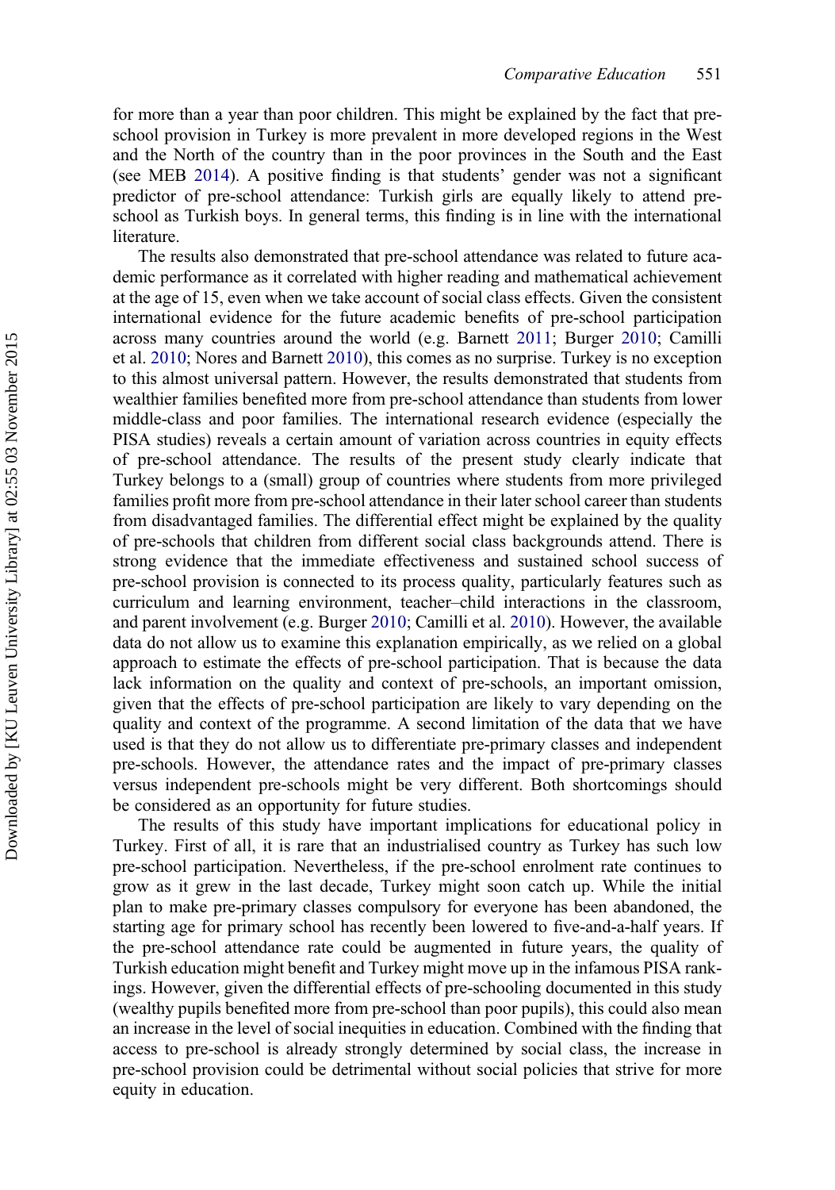for more than a year than poor children. This might be explained by the fact that pre-school provision in Turkey is more prevalent in more developed regions in the West and the North of the country than in the poor provinces in the South and the East (see MEB 2014). A positive finding is that students' gender was not a significant predictor of pre-school attendance: Turkish girls are equally likely to attend pre-school as Turkish boys. In general terms, this finding is in line with the international literature.

The results also demonstrated that pre-school attendance was related to future academic performance as it correlated with higher reading and mathematical achievement at the age of 15, even when we take account of social class effects. Given the consistent international evidence for the future academic benefits of pre-school participation across many countries around the world (e.g. Barnett 2011; Burger 2010; Camilli et al. 2010; Nores and Barnett 2010), this comes as no surprise. Turkey is no exception to this almost universal pattern. However, the results demonstrated that students from wealthier families benefited more from pre-school attendance than students from lower middle-class and poor families. The international research evidence (especially the PISA studies) reveals a certain amount of variation across countries in equity effects of pre-school attendance. The results of the present study clearly indicate that Turkey belongs to a (small) group of countries where students from more privileged families profit more from pre-school attendance in their later school career than students from disadvantaged families. The differential effect might be explained by the quality of pre-schools that children from different social class backgrounds attend. There is strong evidence that the immediate effectiveness and sustained school success of pre-school provision is connected to its process quality, particularly features such as curriculum and learning environment, teacher–child interactions in the classroom, and parent involvement (e.g. Burger 2010; Camilli et al. 2010). However, the available data do not allow us to examine this explanation empirically, as we relied on a global approach to estimate the effects of pre-school participation. That is because the data lack information on the quality and context of pre-schools, an important omission, given that the effects of pre-school participation are likely to vary depending on the quality and context of the programme. A second limitation of the data that we have used is that they do not allow us to differentiate pre-primary classes and independent pre-schools. However, the attendance rates and the impact of pre-primary classes versus independent pre-schools might be very different. Both shortcomings should be considered as an opportunity for future studies.

The results of this study have important implications for educational policy in Turkey. First of all, it is rare that an industrialised country as Turkey has such low pre-school participation. Nevertheless, if the pre-school enrolment rate continues to grow as it grew in the last decade, Turkey might soon catch up. While the initial plan to make pre-primary classes compulsory for everyone has been abandoned, the starting age for primary school has recently been lowered to five-and-a-half years. If the pre-school attendance rate could be augmented in future years, the quality of Turkish education might benefit and Turkey might move up in the infamous PISA rankings. However, given the differential effects of pre-schooling documented in this study (wealthy pupils benefited more from pre-school than poor pupils), this could also mean an increase in the level of social inequities in education. Combined with the finding that access to pre-school is already strongly determined by social class, the increase in pre-school provision could be detrimental without social policies that strive for more equity in education.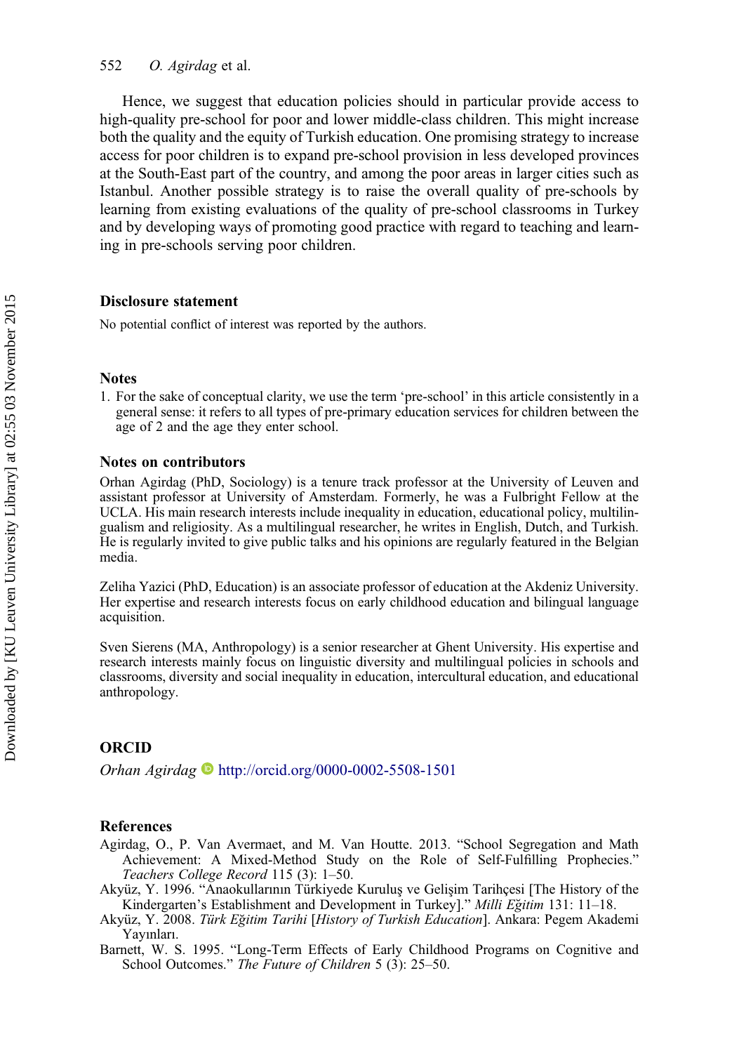Hence, we suggest that education policies should in particular provide access to high-quality pre-school for poor and lower middle-class children. This might increase both the quality and the equity of Turkish education. One promising strategy to increase access for poor children is to expand pre-school provision in less developed provinces at the South-East part of the country, and among the poor areas in larger cities such as Istanbul. Another possible strategy is to raise the overall quality of pre-schools by learning from existing evaluations of the quality of pre-school classrooms in Turkey and by developing ways of promoting good practice with regard to teaching and learning in pre-schools serving poor children.

## Disclosure statement

No potential conflict of interest was reported by the authors.

## Notes

1. For the sake of conceptual clarity, we use the term 'pre-school' in this article consistently in a general sense: it refers to all types of pre-primary education services for children between the age of 2 and the age they enter school.

## Notes on contributors

Orhan Agirdag (PhD, Sociology) is a tenure track professor at the University of Leuven and assistant professor at University of Amsterdam. Formerly, he was a Fulbright Fellow at the UCLA. His main research interests include inequality in education, educational policy, multilingualism and religiosity. As a multilingual researcher, he writes in English, Dutch, and Turkish. He is regularly invited to give public talks and his opinions are regularly featured in the Belgian media.

Zeliha Yazici (PhD, Education) is an associate professor of education at the Akdeniz University. Her expertise and research interests focus on early childhood education and bilingual language acquisition.

Sven Sierens (MA, Anthropology) is a senior researcher at Ghent University. His expertise and research interests mainly focus on linguistic diversity and multilingual policies in schools and classrooms, diversity and social inequality in education, intercultural education, and educational anthropology.

## ORCID

*Orhan Agirdag* http://orcid.org/0000-0002-5508-1501

## References

Agirdag, O., P. Van Avermaet, and M. Van Houtte. 2013. "School Segregation and Math Achievement: A Mixed-Method Study on the Role of Self-Fulfilling Prophecies." *Teachers College Record* 115 (3): 1–50.

Akyüz, Y. 1996. "Anaokullarının Türkiyede Kuruluş ve Gelişim Tarihçesi [The History of the Kindergarten's Establishment and Development in Turkey]." *Milli Eğitim* 131: 11–18.

Akyüz, Y. 2008. *Türk Eğitim Tarihi* [*History of Turkish Education*]. Ankara: Pegem Akademi Yayınları.

Barnett, W. S. 1995. "Long-Term Effects of Early Childhood Programs on Cognitive and School Outcomes." *The Future of Children* 5 (3): 25–50.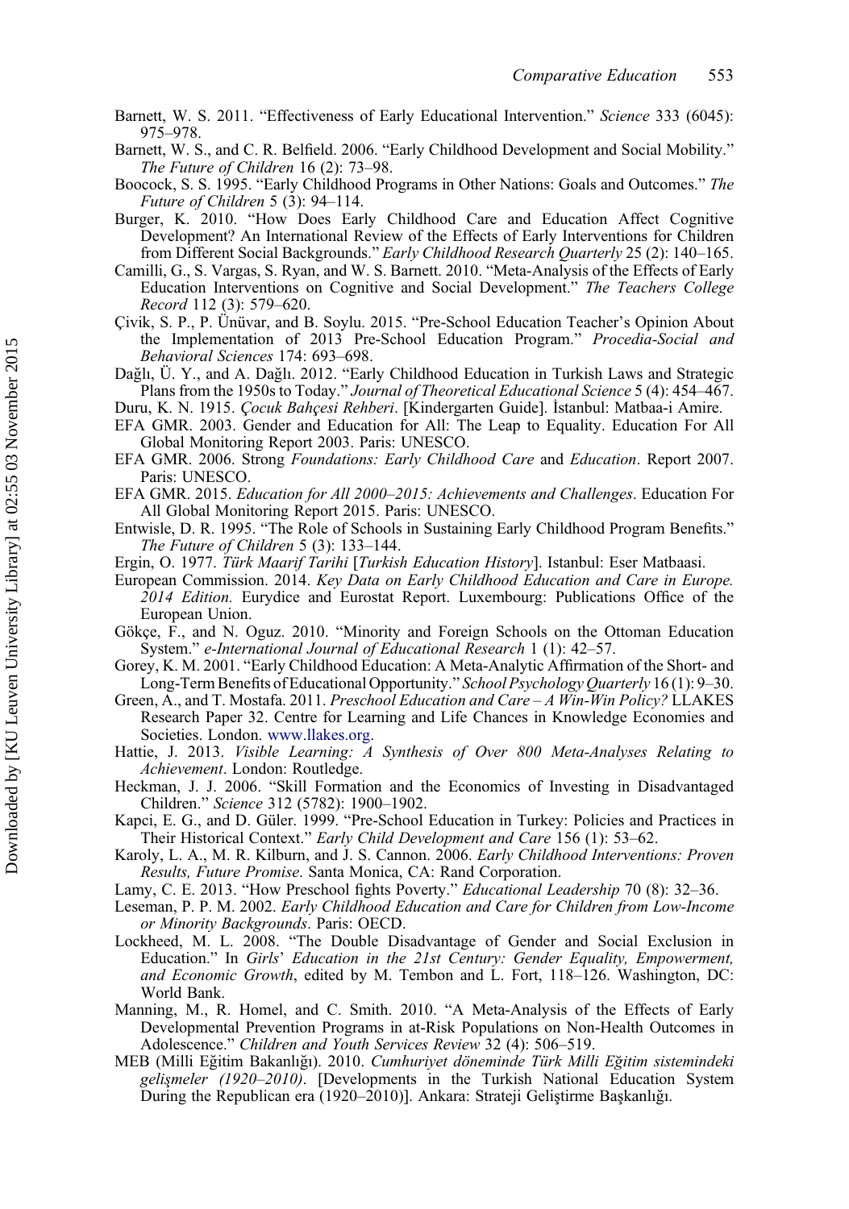Barnett, W. S. 2011. “Effectiveness of Early Educational Intervention.” *Science* 333 (6045): 975–978.

Barnett, W. S., and C. R. Belfield. 2006. “Early Childhood Development and Social Mobility.” *The Future of Children* 16 (2): 73–98.

Boocock, S. S. 1995. “Early Childhood Programs in Other Nations: Goals and Outcomes.” *The Future of Children* 5 (3): 94–114.

Burger, K. 2010. “How Does Early Childhood Care and Education Affect Cognitive Development? An International Review of the Effects of Early Interventions for Children from Different Social Backgrounds.” *Early Childhood Research Quarterly* 25 (2): 140–165.

Camilli, G., S. Vargas, S. Ryan, and W. S. Barnett. 2010. “Meta-Analysis of the Effects of Early Education Interventions on Cognitive and Social Development.” *The Teachers College Record* 112 (3): 579–620.

Çivik, S. P., P. Ünüvar, and B. Soylu. 2015. “Pre-School Education Teacher’s Opinion About the Implementation of 2013 Pre-School Education Program.” *Procedia-Social and Behavioral Sciences* 174: 693–698.

Dağlı, Ü. Y., and A. Dağlı. 2012. “Early Childhood Education in Turkish Laws and Strategic Plans from the 1950s to Today.” *Journal of Theoretical Educational Science* 5 (4): 454–467.

Duru, K. N. 1915. *Çocuk Bahçesi Rehberi*. [Kindergarten Guide]. İstanbul: Matbaa-i Amire.

EFA GMR. 2003. Gender and Education for All: The Leap to Equality. Education For All Global Monitoring Report 2003. Paris: UNESCO.

EFA GMR. 2006. Strong *Foundations: Early Childhood Care* and *Education*. Report 2007. Paris: UNESCO.

EFA GMR. 2015. *Education for All 2000–2015: Achievements and Challenges*. Education For All Global Monitoring Report 2015. Paris: UNESCO.

Entwisle, D. R. 1995. “The Role of Schools in Sustaining Early Childhood Program Benefits.” *The Future of Children* 5 (3): 133–144.

Ergin, O. 1977. *Türk Maarif Tarihi* [*Turkish Education History*]. Istanbul: Eser Matbaasi.

European Commission. 2014. *Key Data on Early Childhood Education and Care in Europe. 2014 Edition.* Eurydice and Eurostat Report. Luxembourg: Publications Office of the European Union.

Gökçe, F., and N. Oguz. 2010. “Minority and Foreign Schools on the Ottoman Education System.” *e-International Journal of Educational Research* 1 (1): 42–57.

Gorey, K. M. 2001. “Early Childhood Education: A Meta-Analytic Affirmation of the Short- and Long-Term Benefits of Educational Opportunity.” *School Psychology Quarterly* 16 (1): 9–30.

Green, A., and T. Mostafa. 2011. *Preschool Education and Care – A Win-Win Policy?* LLAKES Research Paper 32. Centre for Learning and Life Chances in Knowledge Economies and Societies. London. www.llakes.org.

Hattie, J. 2013. *Visible Learning: A Synthesis of Over 800 Meta-Analyses Relating to Achievement*. London: Routledge.

Heckman, J. J. 2006. “Skill Formation and the Economics of Investing in Disadvantaged Children.” *Science* 312 (5782): 1900–1902.

Kapci, E. G., and D. Güler. 1999. “Pre-School Education in Turkey: Policies and Practices in Their Historical Context.” *Early Child Development and Care* 156 (1): 53–62.

Karoly, L. A., M. R. Kilburn, and J. S. Cannon. 2006. *Early Childhood Interventions: Proven Results, Future Promise*. Santa Monica, CA: Rand Corporation.

Lamy, C. E. 2013. “How Preschool fights Poverty.” *Educational Leadership* 70 (8): 32–36.

Leseman, P. P. M. 2002. *Early Childhood Education and Care for Children from Low-Income or Minority Backgrounds*. Paris: OECD.

Lockheed, M. L. 2008. “The Double Disadvantage of Gender and Social Exclusion in Education.” In *Girls*’ *Education in the 21st Century: Gender Equality, Empowerment, and Economic Growth*, edited by M. Tembon and L. Fort, 118–126. Washington, DC: World Bank.

Manning, M., R. Homel, and C. Smith. 2010. “A Meta-Analysis of the Effects of Early Developmental Prevention Programs in at-Risk Populations on Non-Health Outcomes in Adolescence.” *Children and Youth Services Review* 32 (4): 506–519.

MEB (Milli Eğitim Bakanlığı). 2010. *Cumhuriyet döneminde Türk Milli Eğitim sistemindeki gelişmeler (1920–2010)*. [Developments in the Turkish National Education System During the Republican era (1920–2010)]. Ankara: Strateji Geliştirme Başkanlığı.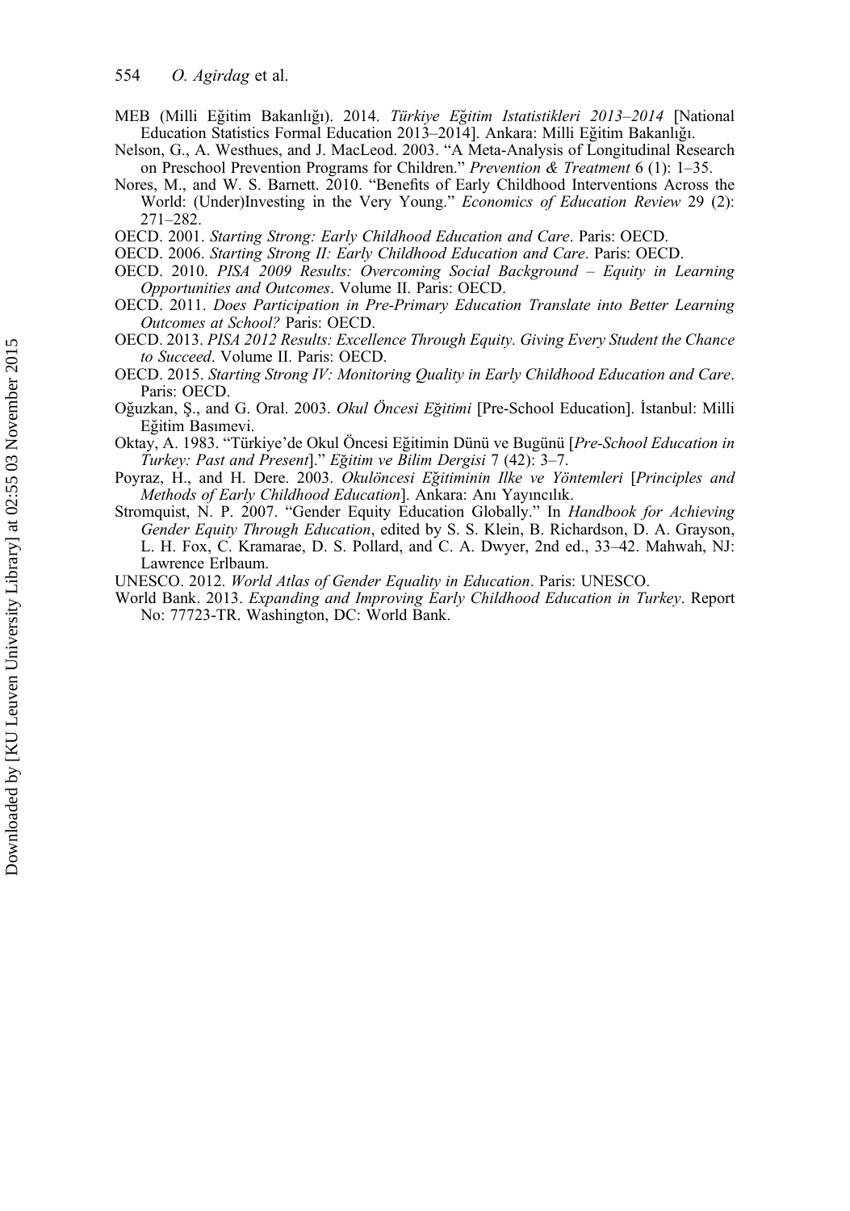MEB (Milli Eğitim Bakanlığı). 2014. *Türkiye Eğitim Istatistikleri 2013–2014* [National Education Statistics Formal Education 2013–2014]. Ankara: Milli Eğitim Bakanlığı.

Nelson, G., A. Westhues, and J. MacLeod. 2003. "A Meta-Analysis of Longitudinal Research on Preschool Prevention Programs for Children." *Prevention & Treatment* 6 (1): 1–35.

Nores, M., and W. S. Barnett. 2010. "Benefits of Early Childhood Interventions Across the World: (Under)Investing in the Very Young." *Economics of Education Review* 29 (2): 271–282.

OECD. 2001. *Starting Strong: Early Childhood Education and Care*. Paris: OECD.

OECD. 2006. *Starting Strong II: Early Childhood Education and Care*. Paris: OECD.

OECD. 2010. *PISA 2009 Results: Overcoming Social Background – Equity in Learning Opportunities and Outcomes*. Volume II. Paris: OECD.

OECD. 2011. *Does Participation in Pre-Primary Education Translate into Better Learning Outcomes at School?* Paris: OECD.

OECD. 2013. *PISA 2012 Results: Excellence Through Equity. Giving Every Student the Chance to Succeed*. Volume II. Paris: OECD.

OECD. 2015. *Starting Strong IV: Monitoring Quality in Early Childhood Education and Care*. Paris: OECD.

Oğuzkan, Ş., and G. Oral. 2003. *Okul Öncesi Eğitimi* [Pre-School Education]. İstanbul: Milli Eğitim Basımevi.

Oktay, A. 1983. "Türkiye'de Okul Öncesi Eğitimin Dünü ve Bugünü [*Pre-School Education in Turkey: Past and Present*]." *Eğitim ve Bilim Dergisi* 7 (42): 3–7.

Poyraz, H., and H. Dere. 2003. *Okulöncesi Eğitiminin Ilke ve Yöntemleri* [*Principles and Methods of Early Childhood Education*]. Ankara: Anı Yayıncılık.

Stromquist, N. P. 2007. "Gender Equity Education Globally." In *Handbook for Achieving Gender Equity Through Education*, edited by S. S. Klein, B. Richardson, D. A. Grayson, L. H. Fox, C. Kramarae, D. S. Pollard, and C. A. Dwyer, 2nd ed., 33–42. Mahwah, NJ: Lawrence Erlbaum.

UNESCO. 2012. *World Atlas of Gender Equality in Education*. Paris: UNESCO.

World Bank. 2013. *Expanding and Improving Early Childhood Education in Turkey*. Report No: 77723-TR. Washington, DC: World Bank.